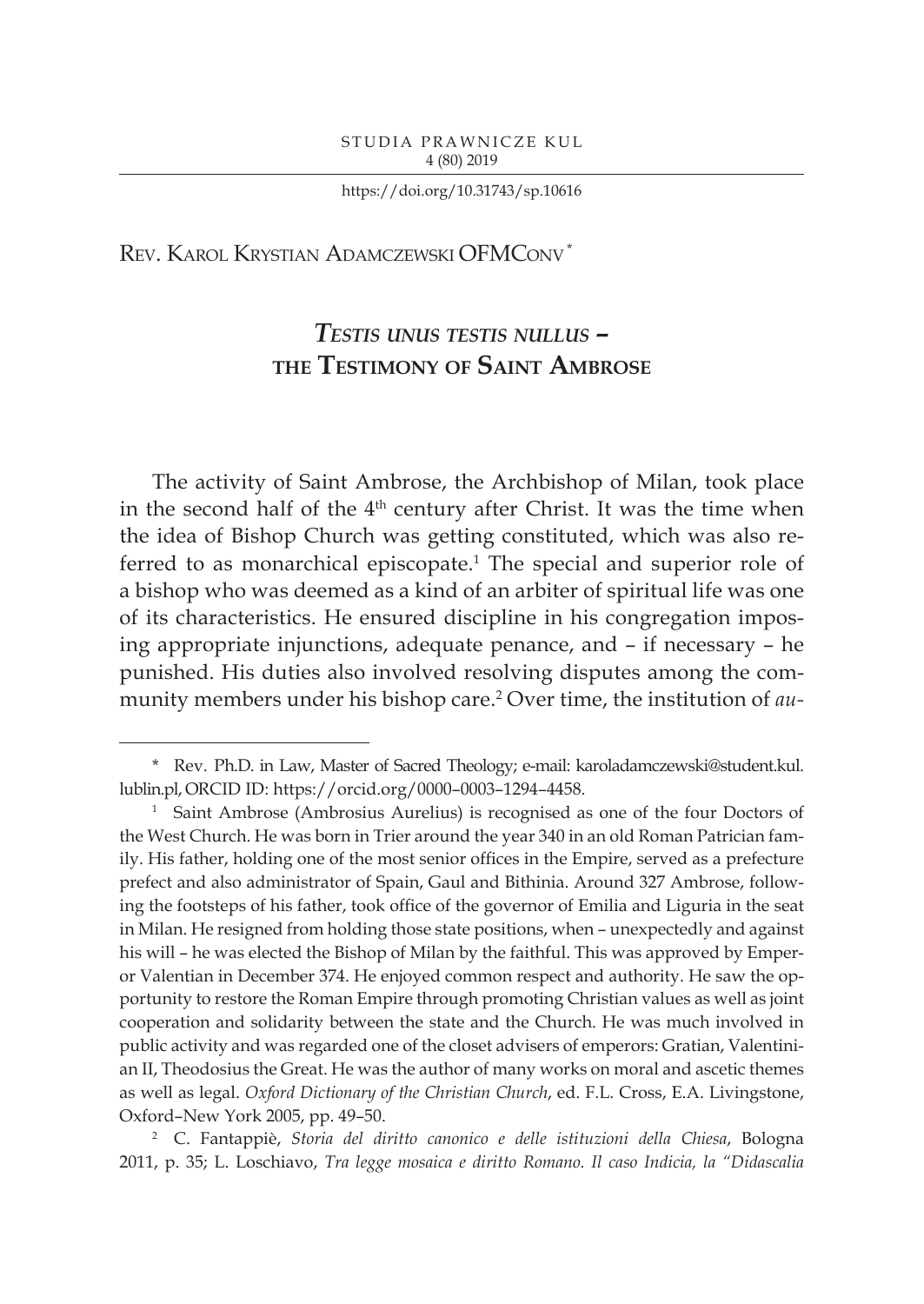STUDIA PRAWNICZE KUL
4 (80) 2019

https://doi.org/10.31743/sp.10616

Rev. Karol Krystian Adamczewski OFMConv [*]

# *Testis unus testis nullus* – the Testimony of Saint Ambrose

The activity of Saint Ambrose, the Archbishop of Milan, took place in the second half of the 4th century after Christ. It was the time when the idea of Bishop Church was getting constituted, which was also referred to as monarchical episcopate.[1] The special and superior role of a bishop who was deemed as a kind of an arbiter of spiritual life was one of its characteristics. He ensured discipline in his congregation imposing appropriate injunctions, adequate penance, and – if necessary – he punished. His duties also involved resolving disputes among the community members under his bishop care.[2] Over time, the institution of *au-*

---

[*] Rev. Ph.D. in Law, Master of Sacred Theology; e-mail: karoladamczewski@student.kul.lublin.pl, ORCID ID: https://orcid.org/0000–0003–1294–4458.

[1] Saint Ambrose (Ambrosius Aurelius) is recognised as one of the four Doctors of the West Church. He was born in Trier around the year 340 in an old Roman Patrician family. His father, holding one of the most senior offices in the Empire, served as a prefecture prefect and also administrator of Spain, Gaul and Bithinia. Around 327 Ambrose, following the footsteps of his father, took office of the governor of Emilia and Liguria in the seat in Milan. He resigned from holding those state positions, when – unexpectedly and against his will – he was elected the Bishop of Milan by the faithful. This was approved by Emperor Valentian in December 374. He enjoyed common respect and authority. He saw the opportunity to restore the Roman Empire through promoting Christian values as well as joint cooperation and solidarity between the state and the Church. He was much involved in public activity and was regarded one of the closet advisers of emperors: Gratian, Valentinian II, Theodosius the Great. He was the author of many works on moral and ascetic themes as well as legal. *Oxford Dictionary of the Christian Church*, ed. F.L. Cross, E.A. Livingstone, Oxford–New York 2005, pp. 49–50.

[2] C. Fantappiè, *Storia del diritto canonico e delle istituzioni della Chiesa*, Bologna 2011, p. 35; L. Loschiavo, *Tra legge mosaica e diritto Romano. Il caso Indicia, la "Didascalia*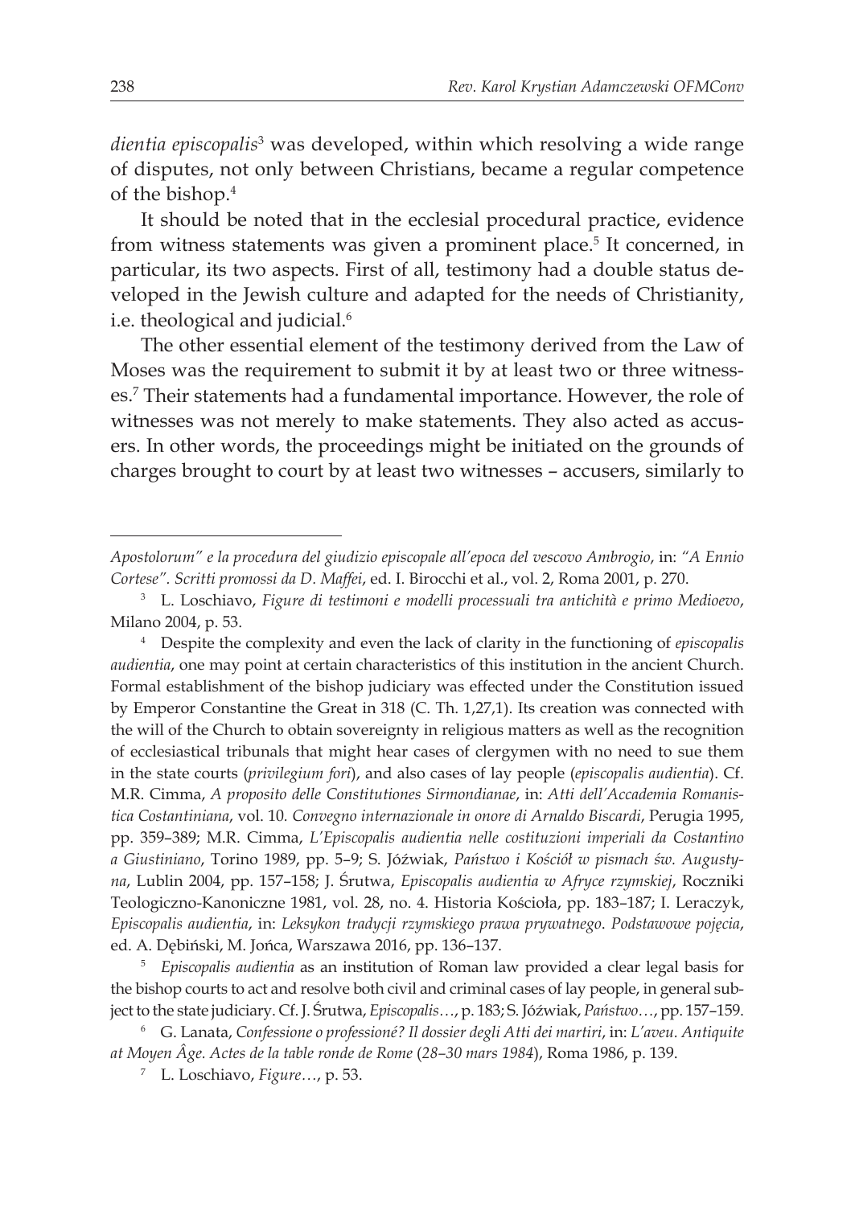*dientia episcopalis*[3] was developed, within which resolving a wide range of disputes, not only between Christians, became a regular competence of the bishop.[4]

It should be noted that in the ecclesial procedural practice, evidence from witness statements was given a prominent place.[5] It concerned, in particular, its two aspects. First of all, testimony had a double status developed in the Jewish culture and adapted for the needs of Christianity, i.e. theological and judicial.[6]

The other essential element of the testimony derived from the Law of Moses was the requirement to submit it by at least two or three witnesses.[7] Their statements had a fundamental importance. However, the role of witnesses was not merely to make statements. They also acted as accusers. In other words, the proceedings might be initiated on the grounds of charges brought to court by at least two witnesses – accusers, similarly to

---

*Apostolorum" e la procedura del giudizio episcopale all'epoca del vescovo Ambrogio*, in: *"A Ennio Cortese". Scritti promossi da D. Maffei*, ed. I. Birocchi et al., vol. 2, Roma 2001, p. 270.

[3] L. Loschiavo, *Figure di testimoni e modelli processuali tra antichità e primo Medioevo*, Milano 2004, p. 53.

[4] Despite the complexity and even the lack of clarity in the functioning of *episcopalis audientia*, one may point at certain characteristics of this institution in the ancient Church. Formal establishment of the bishop judiciary was effected under the Constitution issued by Emperor Constantine the Great in 318 (C. Th. 1,27,1). Its creation was connected with the will of the Church to obtain sovereignty in religious matters as well as the recognition of ecclesiastical tribunals that might hear cases of clergymen with no need to sue them in the state courts (*privilegium fori*), and also cases of lay people (*episcopalis audientia*). Cf. M.R. Cimma, *A proposito delle Constitutiones Sirmondianae*, in: *Atti dell'Accademia Romanistica Costantiniana*, vol. 10. *Convegno internazionale in onore di Arnaldo Biscardi*, Perugia 1995, pp. 359–389; M.R. Cimma, *L'Episcopalis audientia nelle costituzioni imperiali da Costantino a Giustiniano*, Torino 1989, pp. 5–9; S. Jóźwiak, *Państwo i Kościół w pismach św. Augustyna*, Lublin 2004, pp. 157–158; J. Śrutwa, *Episcopalis audientia w Afryce rzymskiej*, Roczniki Teologiczno-Kanoniczne 1981, vol. 28, no. 4. Historia Kościoła, pp. 183–187; I. Leraczyk, *Episcopalis audientia*, in: *Leksykon tradycji rzymskiego prawa prywatnego. Podstawowe pojęcia*, ed. A. Dębiński, M. Jońca, Warszawa 2016, pp. 136–137.

[5] *Episcopalis audientia* as an institution of Roman law provided a clear legal basis for the bishop courts to act and resolve both civil and criminal cases of lay people, in general subject to the state judiciary. Cf. J. Śrutwa, *Episcopalis…*, p. 183; S. Jóźwiak, *Państwo…*, pp. 157–159.

[6] G. Lanata, *Confessione o professioné? Il dossier degli Atti dei martiri*, in: *L'aveu. Antiquite at Moyen Âge. Actes de la table ronde de Rome (28–30 mars 1984)*, Roma 1986, p. 139.

[7] L. Loschiavo, *Figure…*, p. 53.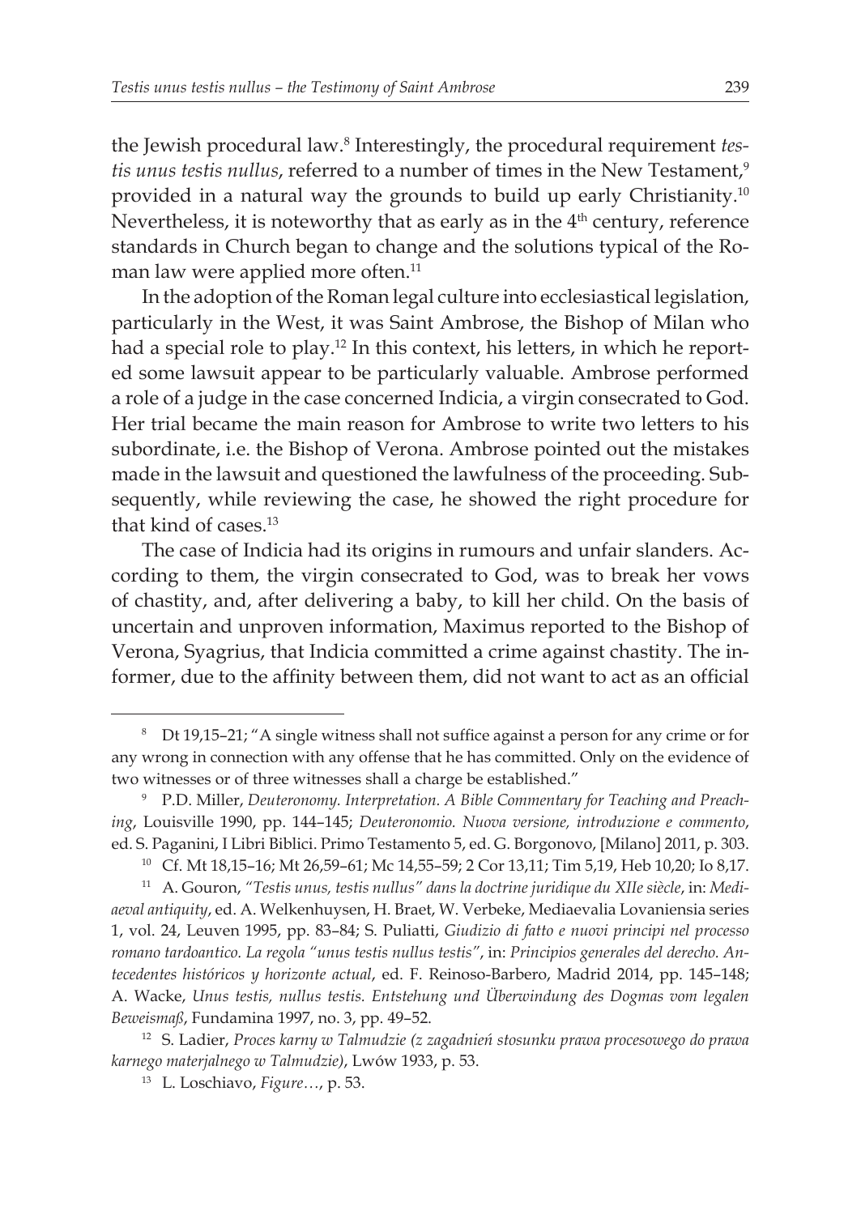the Jewish procedural law.[8] Interestingly, the procedural requirement *testis unus testis nullus*, referred to a number of times in the New Testament,[9] provided in a natural way the grounds to build up early Christianity.[10] Nevertheless, it is noteworthy that as early as in the 4th century, reference standards in Church began to change and the solutions typical of the Roman law were applied more often.[11]

In the adoption of the Roman legal culture into ecclesiastical legislation, particularly in the West, it was Saint Ambrose, the Bishop of Milan who had a special role to play.[12] In this context, his letters, in which he reported some lawsuit appear to be particularly valuable. Ambrose performed a role of a judge in the case concerned Indicia, a virgin consecrated to God. Her trial became the main reason for Ambrose to write two letters to his subordinate, i.e. the Bishop of Verona. Ambrose pointed out the mistakes made in the lawsuit and questioned the lawfulness of the proceeding. Subsequently, while reviewing the case, he showed the right procedure for that kind of cases.[13]

The case of Indicia had its origins in rumours and unfair slanders. According to them, the virgin consecrated to God, was to break her vows of chastity, and, after delivering a baby, to kill her child. On the basis of uncertain and unproven information, Maximus reported to the Bishop of Verona, Syagrius, that Indicia committed a crime against chastity. The informer, due to the affinity between them, did not want to act as an official

---

[8] Dt 19,15–21; "A single witness shall not suffice against a person for any crime or for any wrong in connection with any offense that he has committed. Only on the evidence of two witnesses or of three witnesses shall a charge be established."

[9] P.D. Miller, *Deuteronomy. Interpretation. A Bible Commentary for Teaching and Preaching*, Louisville 1990, pp. 144–145; *Deuteronomio. Nuova versione, introduzione e commento*, ed. S. Paganini, I Libri Biblici. Primo Testamento 5, ed. G. Borgonovo, [Milano] 2011, p. 303.

[10] Cf. Mt 18,15–16; Mt 26,59–61; Mc 14,55–59; 2 Cor 13,11; Tim 5,19, Heb 10,20; Io 8,17.

[11] A. Gouron, *"Testis unus, testis nullus" dans la doctrine juridique du XIIe siècle*, in: *Mediaeval antiquity*, ed. A. Welkenhuysen, H. Braet, W. Verbeke, Mediaevalia Lovaniensia series 1, vol. 24, Leuven 1995, pp. 83–84; S. Puliatti, *Giudizio di fatto e nuovi principi nel processo romano tardoantico. La regola "unus testis nullus testis"*, in: *Principios generales del derecho. Antecedentes históricos y horizonte actual*, ed. F. Reinoso-Barbero, Madrid 2014, pp. 145–148; A. Wacke, *Unus testis, nullus testis. Entstehung und Überwindung des Dogmas vom legalen Beweismaß*, Fundamina 1997, no. 3, pp. 49–52.

[12] S. Ladier, *Proces karny w Talmudzie (z zagadnień stosunku prawa procesowego do prawa karnego materjalnego w Talmudzie)*, Lwów 1933, p. 53.

[13] L. Loschiavo, *Figure…*, p. 53.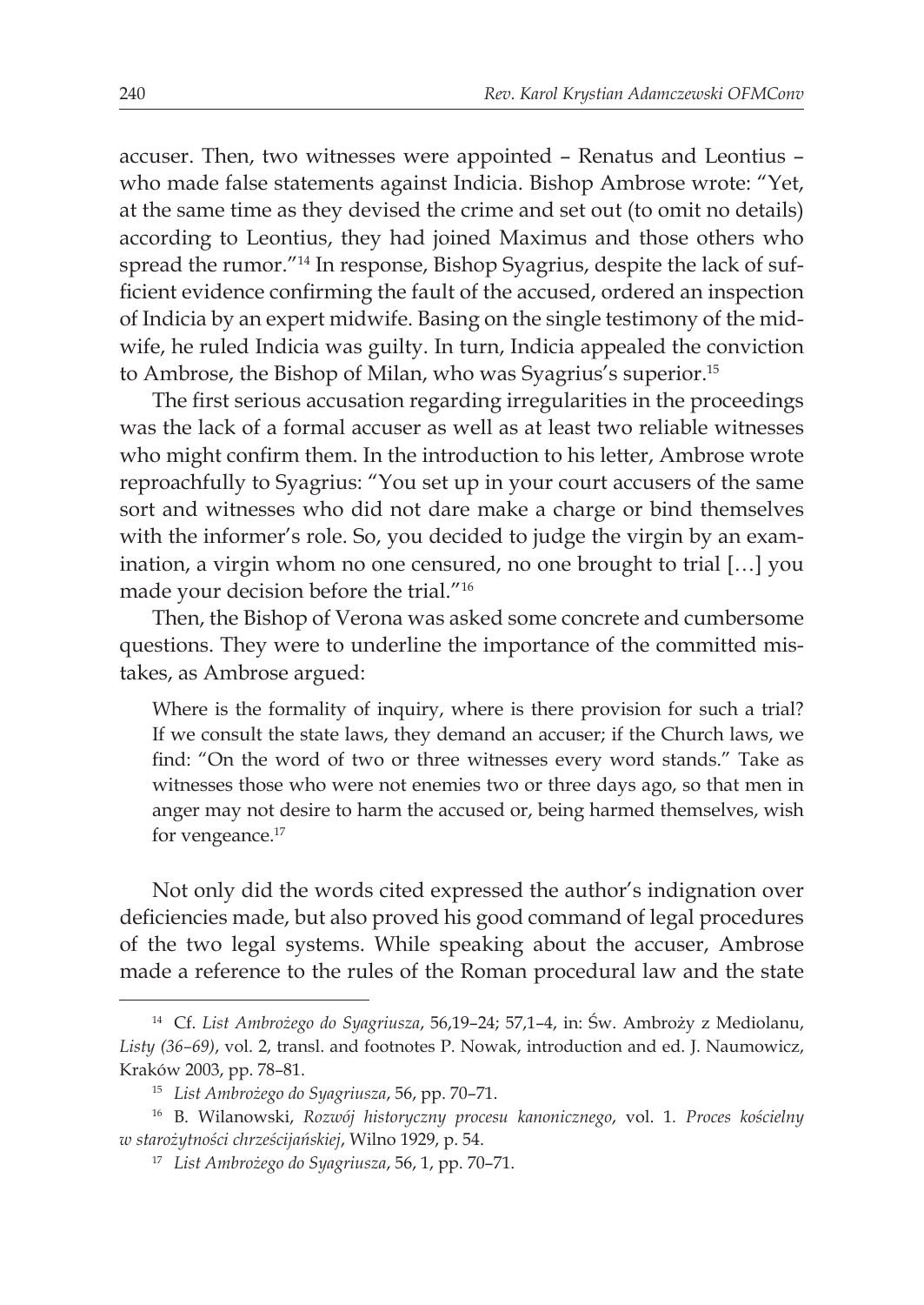accuser. Then, two witnesses were appointed – Renatus and Leontius – who made false statements against Indicia. Bishop Ambrose wrote: "Yet, at the same time as they devised the crime and set out (to omit no details) according to Leontius, they had joined Maximus and those others who spread the rumor."[14] In response, Bishop Syagrius, despite the lack of sufficient evidence confirming the fault of the accused, ordered an inspection of Indicia by an expert midwife. Basing on the single testimony of the midwife, he ruled Indicia was guilty. In turn, Indicia appealed the conviction to Ambrose, the Bishop of Milan, who was Syagrius's superior.[15]

The first serious accusation regarding irregularities in the proceedings was the lack of a formal accuser as well as at least two reliable witnesses who might confirm them. In the introduction to his letter, Ambrose wrote reproachfully to Syagrius: "You set up in your court accusers of the same sort and witnesses who did not dare make a charge or bind themselves with the informer's role. So, you decided to judge the virgin by an examination, a virgin whom no one censured, no one brought to trial […] you made your decision before the trial."[16]

Then, the Bishop of Verona was asked some concrete and cumbersome questions. They were to underline the importance of the committed mistakes, as Ambrose argued:

> Where is the formality of inquiry, where is there provision for such a trial? If we consult the state laws, they demand an accuser; if the Church laws, we find: "On the word of two or three witnesses every word stands." Take as witnesses those who were not enemies two or three days ago, so that men in anger may not desire to harm the accused or, being harmed themselves, wish for vengeance.[17]

Not only did the words cited expressed the author's indignation over deficiencies made, but also proved his good command of legal procedures of the two legal systems. While speaking about the accuser, Ambrose made a reference to the rules of the Roman procedural law and the state

---

[14] Cf. *List Ambrożego do Syagriusza*, 56,19–24; 57,1–4, in: Św. Ambroży z Mediolanu, *Listy (36–69)*, vol. 2, transl. and footnotes P. Nowak, introduction and ed. J. Naumowicz, Kraków 2003, pp. 78–81.

[15] *List Ambrożego do Syagriusza*, 56, pp. 70–71.

[16] B. Wilanowski, *Rozwój historyczny procesu kanonicznego*, vol. 1. *Proces kościelny w starożytności chrześcijańskiej*, Wilno 1929, p. 54.

[17] *List Ambrożego do Syagriusza*, 56, 1, pp. 70–71.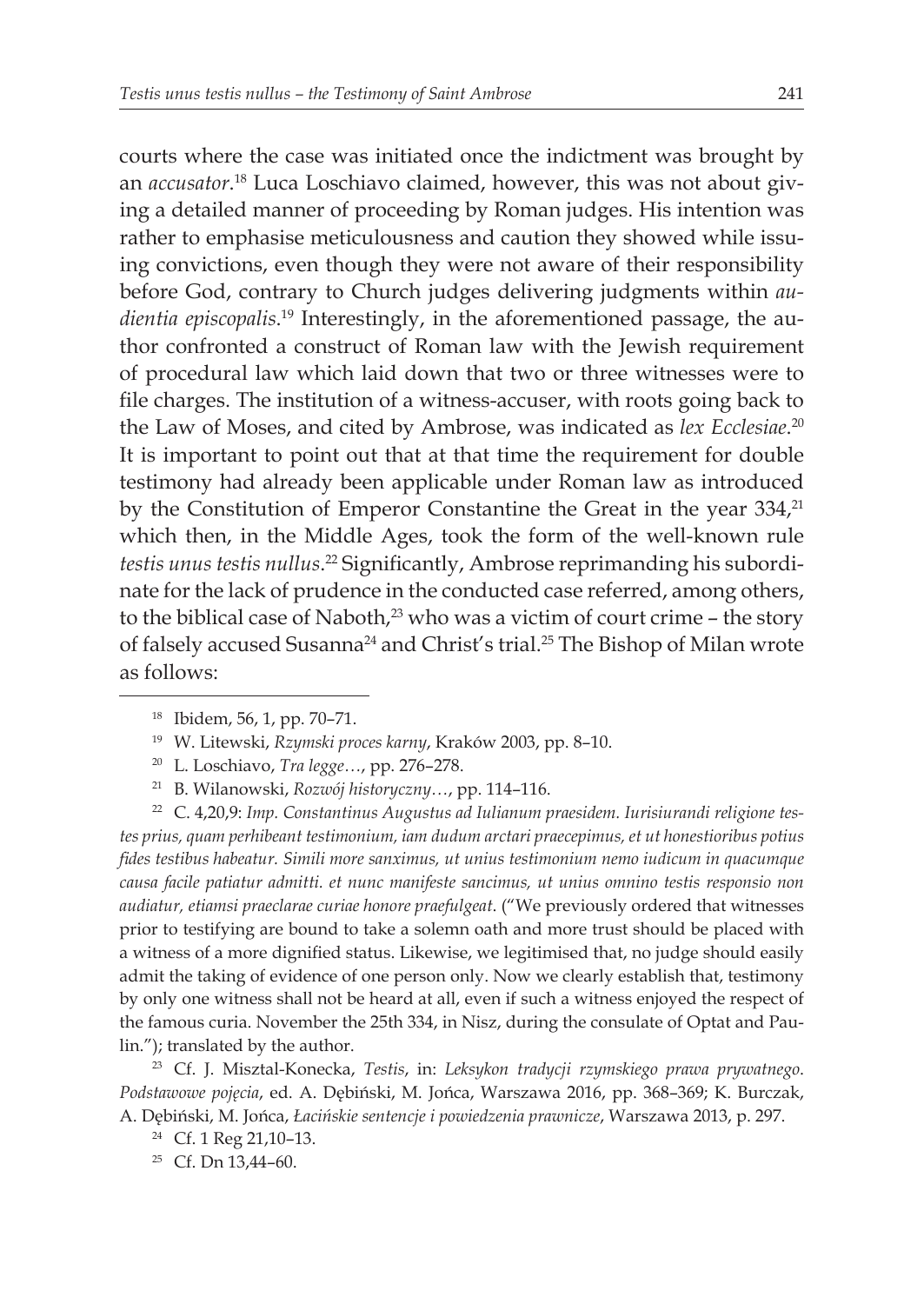courts where the case was initiated once the indictment was brought by an *accusator*.[18] Luca Loschiavo claimed, however, this was not about giving a detailed manner of proceeding by Roman judges. His intention was rather to emphasise meticulousness and caution they showed while issuing convictions, even though they were not aware of their responsibility before God, contrary to Church judges delivering judgments within *audientia episcopalis*.[19] Interestingly, in the aforementioned passage, the author confronted a construct of Roman law with the Jewish requirement of procedural law which laid down that two or three witnesses were to file charges. The institution of a witness-accuser, with roots going back to the Law of Moses, and cited by Ambrose, was indicated as *lex Ecclesiae*.[20] It is important to point out that at that time the requirement for double testimony had already been applicable under Roman law as introduced by the Constitution of Emperor Constantine the Great in the year 334,[21] which then, in the Middle Ages, took the form of the well-known rule *testis unus testis nullus*.[22] Significantly, Ambrose reprimanding his subordinate for the lack of prudence in the conducted case referred, among others, to the biblical case of Naboth,[23] who was a victim of court crime – the story of falsely accused Susanna[24] and Christ's trial.[25] The Bishop of Milan wrote as follows:

---

[18] Ibidem, 56, 1, pp. 70–71.

[19] W. Litewski, *Rzymski proces karny*, Kraków 2003, pp. 8–10.

[20] L. Loschiavo, *Tra legge…*, pp. 276–278.

[21] B. Wilanowski, *Rozwój historyczny…*, pp. 114–116.

[22] C. 4,20,9: *Imp. Constantinus Augustus ad Iulianum praesidem. Iurisiurandi religione testes prius, quam perhibeant testimonium, iam dudum arctari praecepimus, et ut honestioribus potius fides testibus habeatur. Simili more sanximus, ut unius testimonium nemo iudicum in quacumque causa facile patiatur admitti. et nunc manifeste sancimus, ut unius omnino testis responsio non audiatur, etiamsi praeclarae curiae honore praefulgeat*. ("We previously ordered that witnesses prior to testifying are bound to take a solemn oath and more trust should be placed with a witness of a more dignified status. Likewise, we legitimised that, no judge should easily admit the taking of evidence of one person only. Now we clearly establish that, testimony by only one witness shall not be heard at all, even if such a witness enjoyed the respect of the famous curia. November the 25th 334, in Nisz, during the consulate of Optat and Paulin."); translated by the author.

[23] Cf. J. Misztal-Konecka, *Testis*, in: *Leksykon tradycji rzymskiego prawa prywatnego. Podstawowe pojęcia*, ed. A. Dębiński, M. Jońca, Warszawa 2016, pp. 368–369; K. Burczak, A. Dębiński, M. Jońca, *Łacińskie sentencje i powiedzenia prawnicze*, Warszawa 2013, p. 297.

[24] Cf. 1 Reg 21,10–13.

[25] Cf. Dn 13,44–60.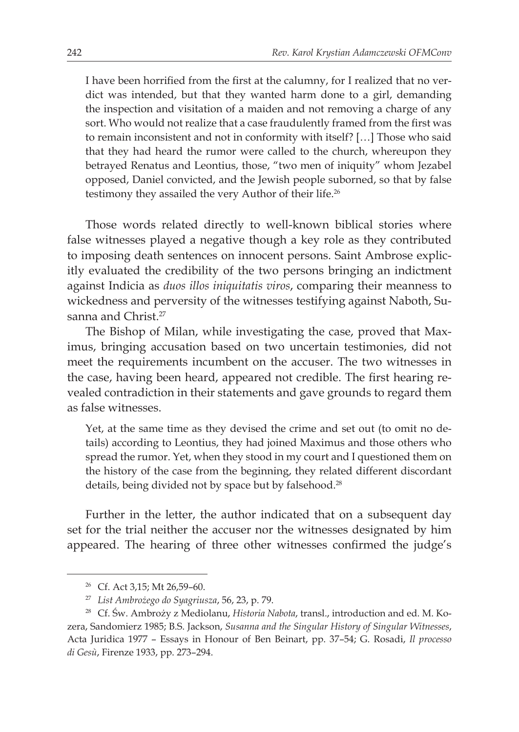> I have been horrified from the first at the calumny, for I realized that no verdict was intended, but that they wanted harm done to a girl, demanding the inspection and visitation of a maiden and not removing a charge of any sort. Who would not realize that a case fraudulently framed from the first was to remain inconsistent and not in conformity with itself? […] Those who said that they had heard the rumor were called to the church, whereupon they betrayed Renatus and Leontius, those, "two men of iniquity" whom Jezabel opposed, Daniel convicted, and the Jewish people suborned, so that by false testimony they assailed the very Author of their life.[26]

Those words related directly to well-known biblical stories where false witnesses played a negative though a key role as they contributed to imposing death sentences on innocent persons. Saint Ambrose explicitly evaluated the credibility of the two persons bringing an indictment against Indicia as *duos illos iniquitatis viros*, comparing their meanness to wickedness and perversity of the witnesses testifying against Naboth, Susanna and Christ.[27]

The Bishop of Milan, while investigating the case, proved that Maximus, bringing accusation based on two uncertain testimonies, did not meet the requirements incumbent on the accuser. The two witnesses in the case, having been heard, appeared not credible. The first hearing revealed contradiction in their statements and gave grounds to regard them as false witnesses.

> Yet, at the same time as they devised the crime and set out (to omit no details) according to Leontius, they had joined Maximus and those others who spread the rumor. Yet, when they stood in my court and I questioned them on the history of the case from the beginning, they related different discordant details, being divided not by space but by falsehood.[28]

Further in the letter, the author indicated that on a subsequent day set for the trial neither the accuser nor the witnesses designated by him appeared. The hearing of three other witnesses confirmed the judge's

---

[26] Cf. Act 3,15; Mt 26,59–60.

[27] *List Ambrożego do Syagriusza*, 56, 23, p. 79.

[28] Cf. Św. Ambroży z Mediolanu, *Historia Nabota*, transl., introduction and ed. M. Kozera, Sandomierz 1985; B.S. Jackson, *Susanna and the Singular History of Singular Witnesses*, Acta Juridica 1977 – Essays in Honour of Ben Beinart, pp. 37–54; G. Rosadi, *Il processo di Gesù*, Firenze 1933, pp. 273–294.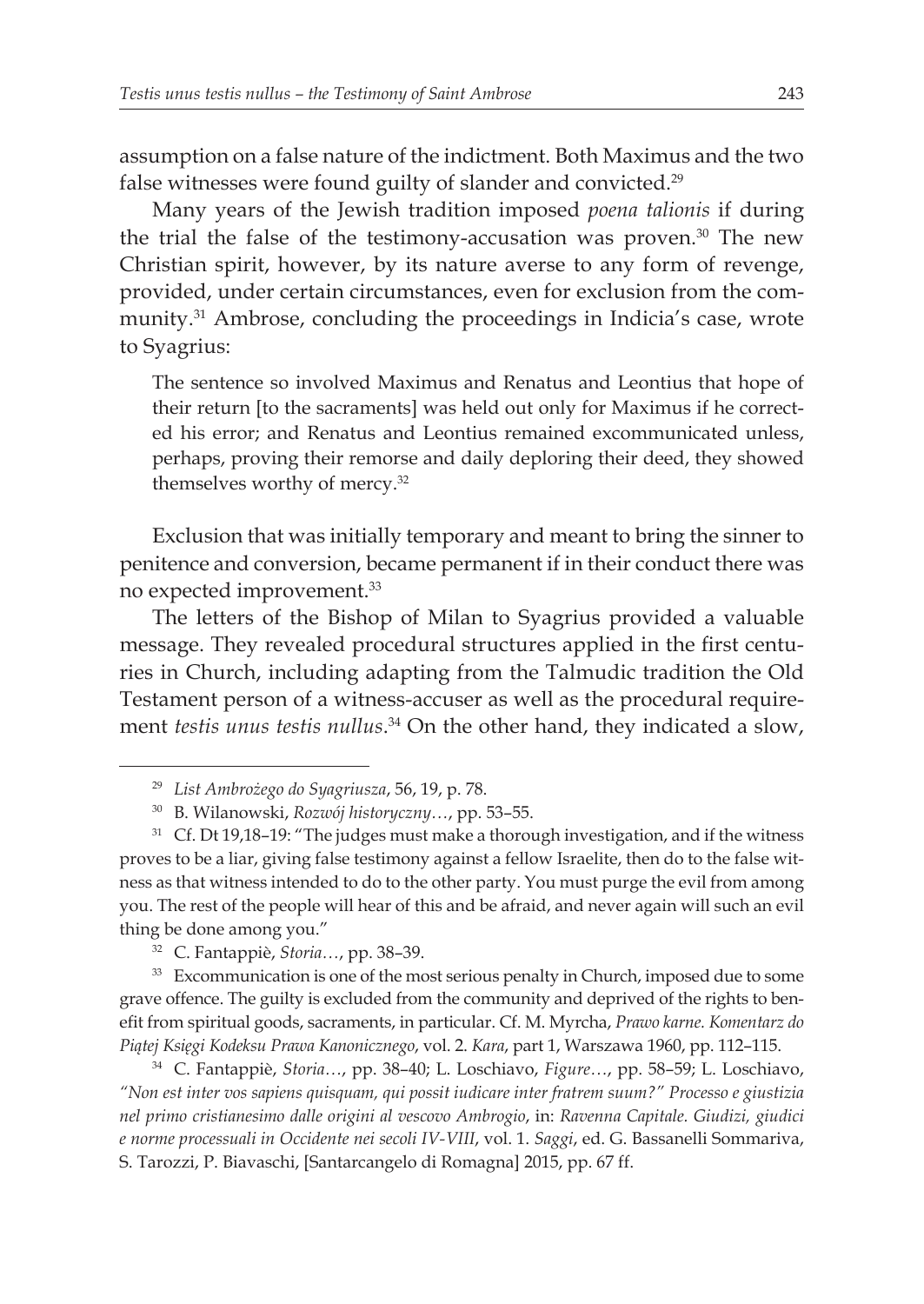assumption on a false nature of the indictment. Both Maximus and the two false witnesses were found guilty of slander and convicted.[29]

Many years of the Jewish tradition imposed *poena talionis* if during the trial the false of the testimony-accusation was proven.[30] The new Christian spirit, however, by its nature averse to any form of revenge, provided, under certain circumstances, even for exclusion from the community.[31] Ambrose, concluding the proceedings in Indicia's case, wrote to Syagrius:

> The sentence so involved Maximus and Renatus and Leontius that hope of their return [to the sacraments] was held out only for Maximus if he corrected his error; and Renatus and Leontius remained excommunicated unless, perhaps, proving their remorse and daily deploring their deed, they showed themselves worthy of mercy.[32]

Exclusion that was initially temporary and meant to bring the sinner to penitence and conversion, became permanent if in their conduct there was no expected improvement.[33]

The letters of the Bishop of Milan to Syagrius provided a valuable message. They revealed procedural structures applied in the first centuries in Church, including adapting from the Talmudic tradition the Old Testament person of a witness-accuser as well as the procedural requirement *testis unus testis nullus*.[34] On the other hand, they indicated a slow,

---

[29] *List Ambrożego do Syagriusza*, 56, 19, p. 78.

[30] B. Wilanowski, *Rozwój historyczny…*, pp. 53–55.

[31] Cf. Dt 19,18–19: "The judges must make a thorough investigation, and if the witness proves to be a liar, giving false testimony against a fellow Israelite, then do to the false witness as that witness intended to do to the other party. You must purge the evil from among you. The rest of the people will hear of this and be afraid, and never again will such an evil thing be done among you."

[32] C. Fantappiè, *Storia…*, pp. 38–39.

[33] Excommunication is one of the most serious penalty in Church, imposed due to some grave offence. The guilty is excluded from the community and deprived of the rights to benefit from spiritual goods, sacraments, in particular. Cf. M. Myrcha, *Prawo karne. Komentarz do Piątej Księgi Kodeksu Prawa Kanonicznego*, vol. 2. *Kara*, part 1, Warszawa 1960, pp. 112–115.

[34] C. Fantappiè, *Storia…*, pp. 38–40; L. Loschiavo, *Figure…*, pp. 58–59; L. Loschiavo, *"Non est inter vos sapiens quisquam, qui possit iudicare inter fratrem suum?" Processo e giustizia nel primo cristianesimo dalle origini al vescovo Ambrogio*, in: *Ravenna Capitale. Giudizi, giudici e norme processuali in Occidente nei secoli IV-VIII*, vol. 1. *Saggi*, ed. G. Bassanelli Sommariva, S. Tarozzi, P. Biavaschi, [Santarcangelo di Romagna] 2015, pp. 67 ff.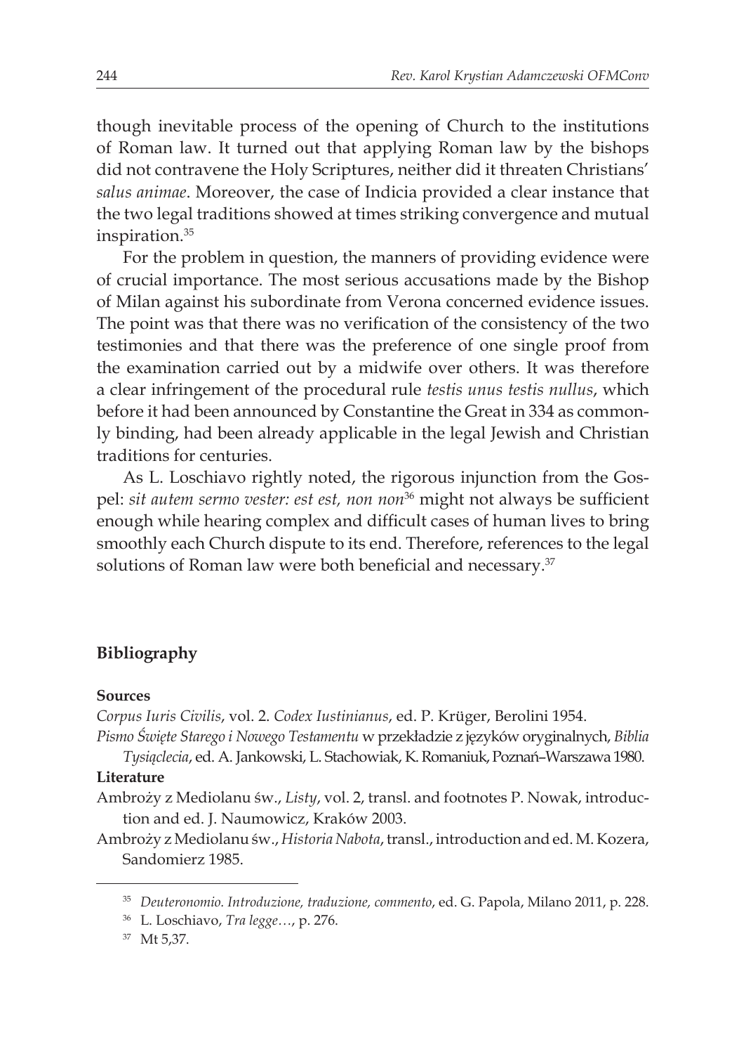though inevitable process of the opening of Church to the institutions of Roman law. It turned out that applying Roman law by the bishops did not contravene the Holy Scriptures, neither did it threaten Christians' *salus animae*. Moreover, the case of Indicia provided a clear instance that the two legal traditions showed at times striking convergence and mutual inspiration.[35]

For the problem in question, the manners of providing evidence were of crucial importance. The most serious accusations made by the Bishop of Milan against his subordinate from Verona concerned evidence issues. The point was that there was no verification of the consistency of the two testimonies and that there was the preference of one single proof from the examination carried out by a midwife over others. It was therefore a clear infringement of the procedural rule *testis unus testis nullus*, which before it had been announced by Constantine the Great in 334 as commonly binding, had been already applicable in the legal Jewish and Christian traditions for centuries.

As L. Loschiavo rightly noted, the rigorous injunction from the Gospel: *sit autem sermo vester: est est, non non*[36] might not always be sufficient enough while hearing complex and difficult cases of human lives to bring smoothly each Church dispute to its end. Therefore, references to the legal solutions of Roman law were both beneficial and necessary.[37]

## Bibliography

### Sources

*Corpus Iuris Civilis*, vol. 2. *Codex Iustinianus*, ed. P. Krüger, Berolini 1954.

*Pismo Święte Starego i Nowego Testamentu* w przekładzie z języków oryginalnych, *Biblia Tysiąclecia*, ed. A. Jankowski, L. Stachowiak, K. Romaniuk, Poznań–Warszawa 1980.

### Literature

Ambroży z Mediolanu św., *Listy*, vol. 2, transl. and footnotes P. Nowak, introduction and ed. J. Naumowicz, Kraków 2003.

Ambroży z Mediolanu św., *Historia Nabota*, transl., introduction and ed. M. Kozera, Sandomierz 1985.

---

[35] *Deuteronomio. Introduzione, traduzione, commento*, ed. G. Papola, Milano 2011, p. 228.

[36] L. Loschiavo, *Tra legge…*, p. 276.

[37] Mt 5,37.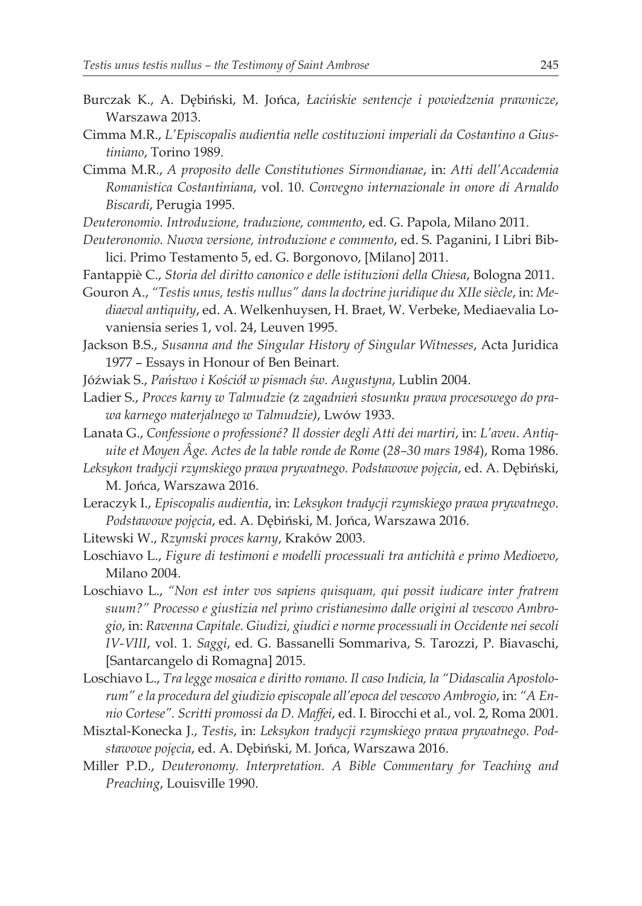Burczak K., A. Dębiński, M. Jońca, *Łacińskie sentencje i powiedzenia prawnicze*, Warszawa 2013.

Cimma M.R., *L'Episcopalis audientia nelle costituzioni imperiali da Costantino a Giustiniano*, Torino 1989.

Cimma M.R., *A proposito delle Constitutiones Sirmondianae*, in: *Atti dell'Accademia Romanistica Costantiniana*, vol. 10. *Convegno internazionale in onore di Arnaldo Biscardi*, Perugia 1995.

*Deuteronomio. Introduzione, traduzione, commento*, ed. G. Papola, Milano 2011.

*Deuteronomio. Nuova versione, introduzione e commento*, ed. S. Paganini, I Libri Biblici. Primo Testamento 5, ed. G. Borgonovo, [Milano] 2011.

Fantappiè C., *Storia del diritto canonico e delle istituzioni della Chiesa*, Bologna 2011.

Gouron A., *"Testis unus, testis nullus" dans la doctrine juridique du XIIe siècle*, in: *Mediaeval antiquity*, ed. A. Welkenhuysen, H. Braet, W. Verbeke, Mediaevalia Lovaniensia series 1, vol. 24, Leuven 1995.

Jackson B.S., *Susanna and the Singular History of Singular Witnesses*, Acta Juridica 1977 – Essays in Honour of Ben Beinart.

Jóźwiak S., *Państwo i Kościół w pismach św. Augustyna*, Lublin 2004.

Ladier S., *Proces karny w Talmudzie (*z *zagadnień stosunku prawa procesowego do prawa karnego materjalnego w Talmudzie)*, Lwów 1933.

Lanata G., *Confessione o professioné? Il dossier degli Atti dei martiri*, in: *L'aveu. Antiquite et Moyen Âge. Actes de la table ronde de Rome* (*28–30 mars 1984*), Roma 1986.

*Leksykon tradycji rzymskiego prawa prywatnego. Podstawowe pojęcia*, ed. A. Dębiński, M. Jońca, Warszawa 2016.

Leraczyk I., *Episcopalis audientia*, in: *Leksykon tradycji rzymskiego prawa prywatnego. Podstawowe pojęcia*, ed. A. Dębiński, M. Jońca, Warszawa 2016.

Litewski W., *Rzymski proces karny*, Kraków 2003.

Loschiavo L., *Figure di testimoni e modelli processuali tra antichità e primo Medioevo*, Milano 2004.

Loschiavo L., *"Non est inter vos sapiens quisquam, qui possit iudicare inter fratrem suum?" Processo e giustizia nel primo cristianesimo dalle origini al vescovo Ambrogio*, in: *Ravenna Capitale. Giudizi, giudici e norme processuali in Occidente nei secoli IV-VIII*, vol. 1. *Saggi*, ed. G. Bassanelli Sommariva, S. Tarozzi, P. Biavaschi, [Santarcangelo di Romagna] 2015.

Loschiavo L., *Tra legge mosaica e diritto romano. Il caso Indicia, la "Didascalia Apostolorum" e la procedura del giudizio episcopale all'epoca del vescovo Ambrogio*, in: *"A Ennio Cortese". Scritti promossi da D. Maffei*, ed. I. Birocchi et al., vol. 2, Roma 2001.

Misztal-Konecka J., *Testis*, in: *Leksykon tradycji rzymskiego prawa prywatnego. Podstawowe pojęcia*, ed. A. Dębiński, M. Jońca, Warszawa 2016.

Miller P.D., *Deuteronomy. Interpretation. A Bible Commentary for Teaching and Preaching*, Louisville 1990.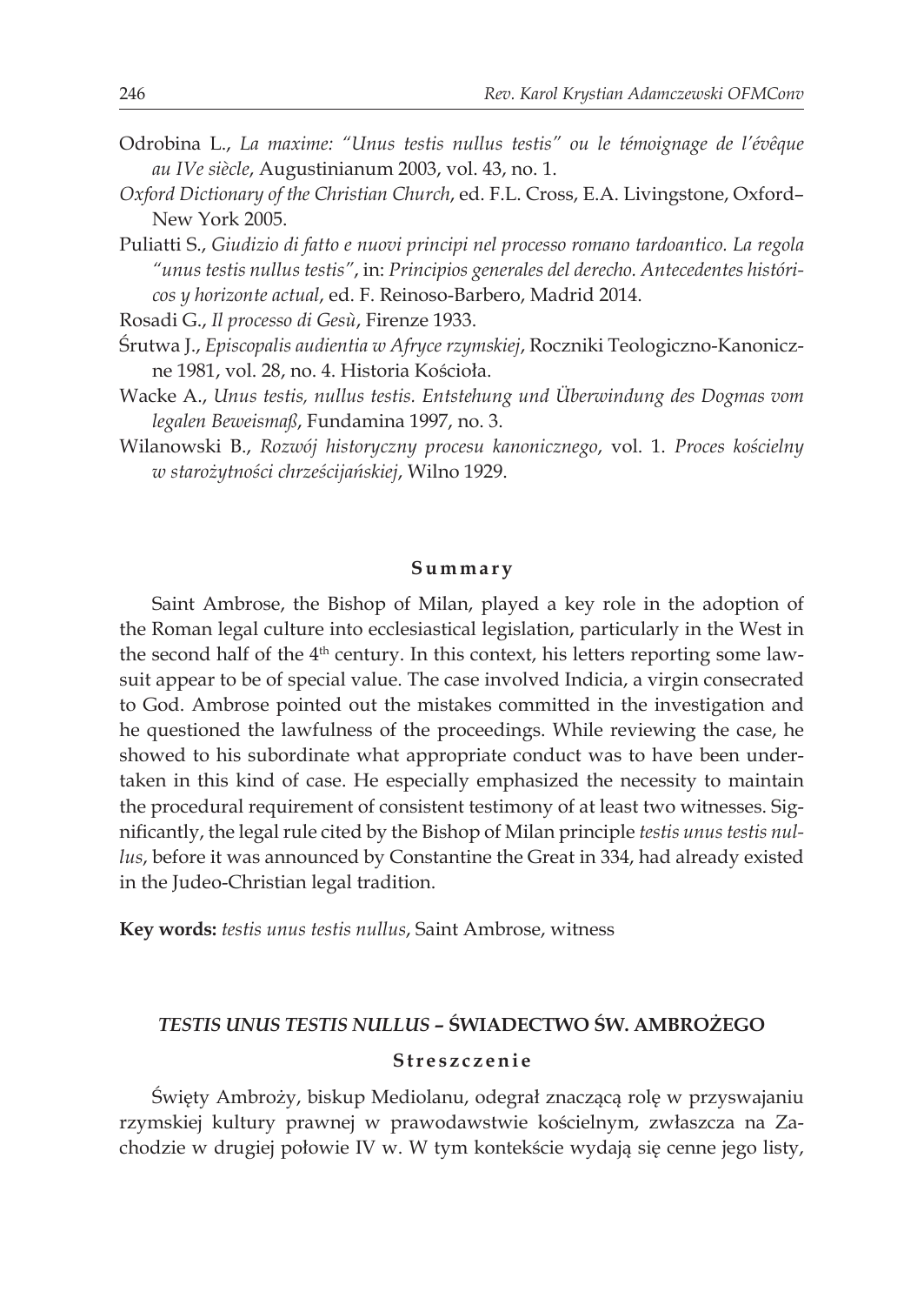Odrobina L., *La maxime: "Unus testis nullus testis" ou le témoignage de l'évêque au IVe siècle*, Augustinianum 2003, vol. 43, no. 1.

*Oxford Dictionary of the Christian Church*, ed. F.L. Cross, E.A. Livingstone, Oxford–New York 2005.

Puliatti S., *Giudizio di fatto e nuovi principi nel processo romano tardoantico. La regola "unus testis nullus testis"*, in: *Principios generales del derecho. Antecedentes históricos y horizonte actual*, ed. F. Reinoso-Barbero, Madrid 2014.

Rosadi G., *Il processo di Gesù*, Firenze 1933.

Śrutwa J., *Episcopalis audientia w Afryce rzymskiej*, Roczniki Teologiczno-Kanoniczne 1981, vol. 28, no. 4. Historia Kościoła.

Wacke A., *Unus testis, nullus testis. Entstehung und Überwindung des Dogmas vom legalen Beweismaß*, Fundamina 1997, no. 3.

Wilanowski B., *Rozwój historyczny procesu kanonicznego*, vol. 1. *Proces kościelny w starożytności chrześcijańskiej*, Wilno 1929.

## Summary

Saint Ambrose, the Bishop of Milan, played a key role in the adoption of the Roman legal culture into ecclesiastical legislation, particularly in the West in the second half of the 4th century. In this context, his letters reporting some lawsuit appear to be of special value. The case involved Indicia, a virgin consecrated to God. Ambrose pointed out the mistakes committed in the investigation and he questioned the lawfulness of the proceedings. While reviewing the case, he showed to his subordinate what appropriate conduct was to have been undertaken in this kind of case. He especially emphasized the necessity to maintain the procedural requirement of consistent testimony of at least two witnesses. Significantly, the legal rule cited by the Bishop of Milan principle *testis unus testis nullus*, before it was announced by Constantine the Great in 334, had already existed in the Judeo-Christian legal tradition.

**Key words:** *testis unus testis nullus*, Saint Ambrose, witness

## *TESTIS UNUS TESTIS NULLUS* – ŚWIADECTWO ŚW. AMBROŻEGO

### Streszczenie

Święty Ambroży, biskup Mediolanu, odegrał znaczącą rolę w przyswajaniu rzymskiej kultury prawnej w prawodawstwie kościelnym, zwłaszcza na Zachodzie w drugiej połowie IV w. W tym kontekście wydają się cenne jego listy,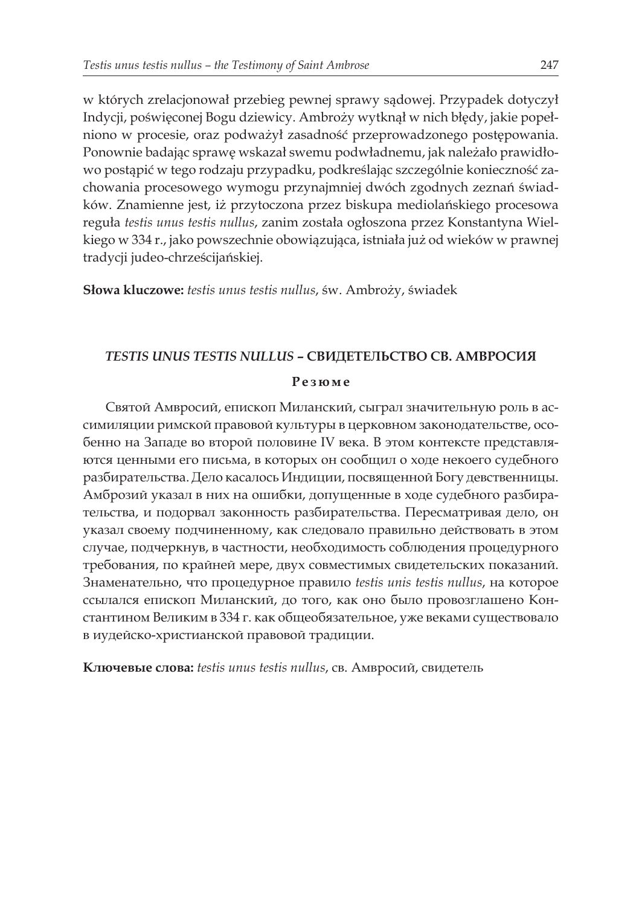w których zrelacjonował przebieg pewnej sprawy sądowej. Przypadek dotyczył Indycji, poświęconej Bogu dziewicy. Ambroży wytknął w nich błędy, jakie popełniono w procesie, oraz podważył zasadność przeprowadzonego postępowania. Ponownie badając sprawę wskazał swemu podwładnemu, jak należało prawidłowo postąpić w tego rodzaju przypadku, podkreślając szczególnie konieczność zachowania procesowego wymogu przynajmniej dwóch zgodnych zeznań świadków. Znamienne jest, iż przytoczona przez biskupa mediolańskiego procesowa reguła *testis unus testis nullus*, zanim została ogłoszona przez Konstantyna Wielkiego w 334 r., jako powszechnie obowiązująca, istniała już od wieków w prawnej tradycji judeo-chrześcijańskiej.

**Słowa kluczowe:** *testis unus testis nullus*, św. Ambroży, świadek

## *TESTIS UNUS TESTIS NULLUS* – СВИДЕТЕЛЬСТВО СВ. АМВРОСИЯ

**Резюме**

Святой Амвросий, епископ Миланский, сыграл значительную роль в ассимиляции римской правовой культуры в церковном законодательстве, особенно на Западе во второй половине IV века. В этом контексте представляются ценными его письма, в которых он сообщил о ходе некоего судебного разбирательства. Дело касалось Индиции, посвященной Богу девственницы. Амброзий указал в них на ошибки, допущенные в ходе судебного разбирательства, и подорвал законность разбирательства. Пересматривая дело, он указал своему подчиненному, как следовало правильно действовать в этом случае, подчеркнув, в частности, необходимость соблюдения процедурного требования, по крайней мере, двух совместимых свидетельских показаний. Знаменательно, что процедурное правило *testis unis testis nullus*, на которое ссылался епископ Миланский, до того, как оно было провозглашено Константином Великим в 334 г. как общеобязательное, уже веками существовало в иудейско-христианской правовой традиции.

**Ключевые слова:** *testis unus testis nullus*, св. Амвросий, свидетель